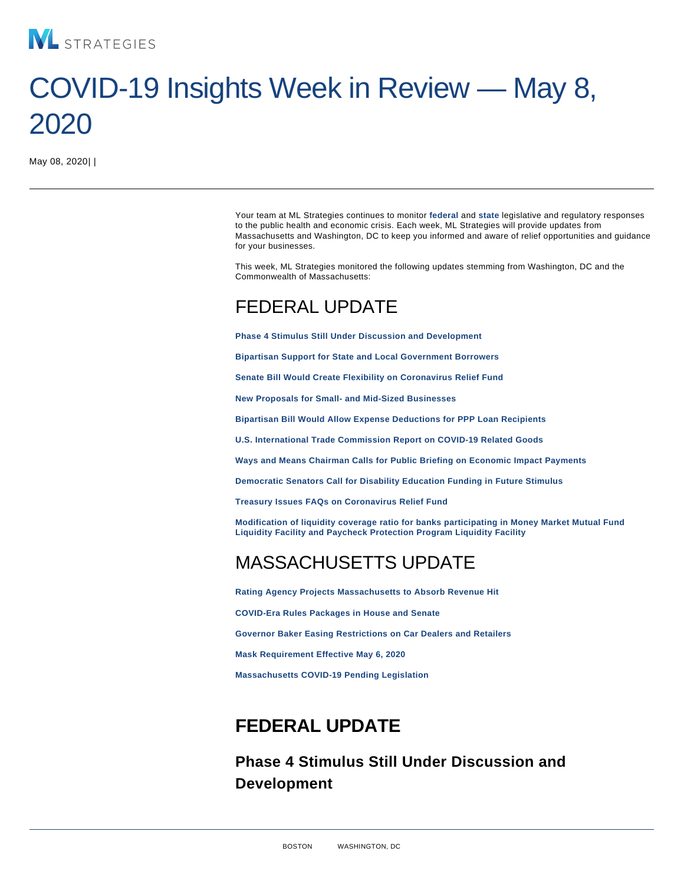ML STRATEGIES

# COVID-19 Insights Week in Review — May 8, 2020

May 08, 2020| |

Your team at ML Strategies continues to monitor **federal** and **state** legislative and regulatory responses to the public health and economic crisis. Each week, ML Strategies will provide updates from Massachusetts and Washington, DC to keep you informed and aware of relief opportunities and guidance for your businesses.

This week, ML Strategies monitored the following updates stemming from Washington, DC and the Commonwealth of Massachusetts:

## FEDERAL UPDATE

**Phase 4 Stimulus Still Under Discussion and Development**

**Bipartisan Support for State and Local Government Borrowers**

**Senate Bill Would Create Flexibility on Coronavirus Relief Fund**

**New Proposals for Small- and Mid-Sized Businesses**

**Bipartisan Bill Would Allow Expense Deductions for PPP Loan Recipients**

**U.S. International Trade Commission Report on COVID-19 Related Goods**

**Ways and Means Chairman Calls for Public Briefing on Economic Impact Payments**

**Democratic Senators Call for Disability Education Funding in Future Stimulus**

**Treasury Issues FAQs on Coronavirus Relief Fund**

**Modification of liquidity coverage ratio for banks participating in Money Market Mutual Fund Liquidity Facility and Paycheck Protection Program Liquidity Facility**

## MASSACHUSETTS UPDATE

**Rating Agency Projects Massachusetts to Absorb Revenue Hit**

**COVID-Era Rules Packages in House and Senate**

**Governor Baker Easing Restrictions on Car Dealers and Retailers**

**Mask Requirement Effective May 6, 2020**

**Massachusetts COVID-19 Pending Legislation**

## FEDERAL UPDATE

### Phase 4 Stimulus Still Under Discussion and Development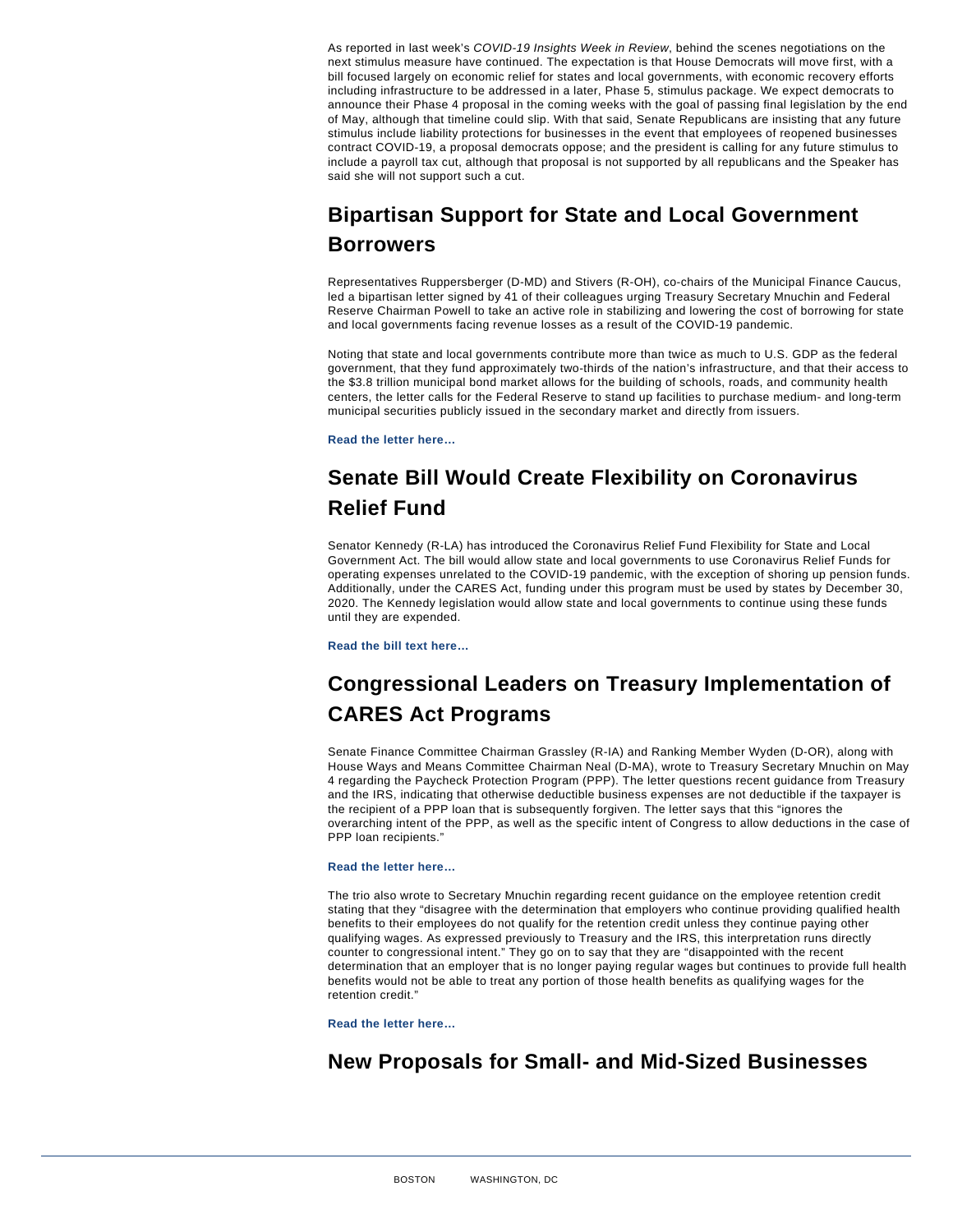As reported in last week's *COVID-19 Insights Week in Review*, behind the scenes negotiations on the next stimulus measure have continued. The expectation is that House Democrats will move first, with a bill focused largely on economic relief for states and local governments, with economic recovery efforts including infrastructure to be addressed in a later, Phase 5, stimulus package. We expect democrats to announce their Phase 4 proposal in the coming weeks with the goal of passing final legislation by the end of May, although that timeline could slip. With that said, Senate Republicans are insisting that any future stimulus include liability protections for businesses in the event that employees of reopened businesses contract COVID-19, a proposal democrats oppose; and the president is calling for any future stimulus to include a payroll tax cut, although that proposal is not supported by all republicans and the Speaker has said she will not support such a cut.

## Bipartisan Support for State and Local Government Borrowers

Representatives Ruppersberger (D-MD) and Stivers (R-OH), co-chairs of the Municipal Finance Caucus, led a bipartisan letter signed by 41 of their colleagues urging Treasury Secretary Mnuchin and Federal Reserve Chairman Powell to take an active role in stabilizing and lowering the cost of borrowing for state and local governments facing revenue losses as a result of the COVID-19 pandemic.

Noting that state and local governments contribute more than twice as much to U.S. GDP as the federal government, that they fund approximately two-thirds of the nation's infrastructure, and that their access to the $3.8 trillion municipal bond market allows for the building of schools, roads, and community health centers, the letter calls for the Federal Reserve to stand up facilities to purchase medium- and long-term municipal securities publicly issued in the secondary market and directly from issuers.

**Read the letter here…**

## Senate Bill Would Create Flexibility on Coronavirus Relief Fund

Senator Kennedy (R-LA) has introduced the Coronavirus Relief Fund Flexibility for State and Local Government Act. The bill would allow state and local governments to use Coronavirus Relief Funds for operating expenses unrelated to the COVID-19 pandemic, with the exception of shoring up pension funds. Additionally, under the CARES Act, funding under this program must be used by states by December 30, 2020. The Kennedy legislation would allow state and local governments to continue using these funds until they are expended.

**Read the bill text here…**

## Congressional Leaders on Treasury Implementation of CARES Act Programs

Senate Finance Committee Chairman Grassley (R-IA) and Ranking Member Wyden (D-OR), along with House Ways and Means Committee Chairman Neal (D-MA), wrote to Treasury Secretary Mnuchin on May 4 regarding the Paycheck Protection Program (PPP). The letter questions recent guidance from Treasury and the IRS, indicating that otherwise deductible business expenses are not deductible if the taxpayer is the recipient of a PPP loan that is subsequently forgiven. The letter says that this "ignores the overarching intent of the PPP, as well as the specific intent of Congress to allow deductions in the case of PPP loan recipients."

**Read the letter here…**

The trio also wrote to Secretary Mnuchin regarding recent guidance on the employee retention credit stating that they "disagree with the determination that employers who continue providing qualified health benefits to their employees do not qualify for the retention credit unless they continue paying other qualifying wages. As expressed previously to Treasury and the IRS, this interpretation runs directly counter to congressional intent." They go on to say that they are "disappointed with the recent determination that an employer that is no longer paying regular wages but continues to provide full health benefits would not be able to treat any portion of those health benefits as qualifying wages for the retention credit."

**Read the letter here…**

## New Proposals for Small- and Mid-Sized Businesses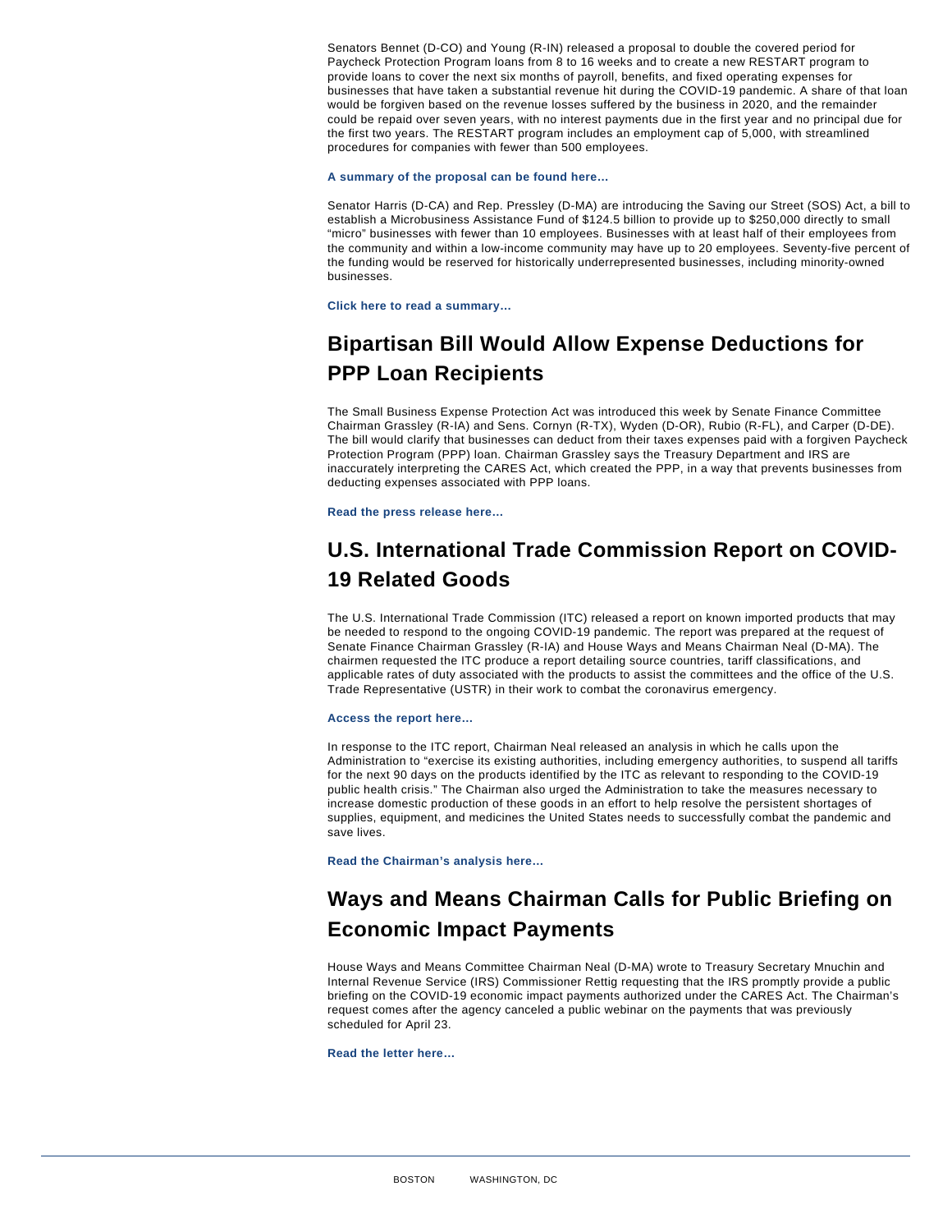Senators Bennet (D-CO) and Young (R-IN) released a proposal to double the covered period for Paycheck Protection Program loans from 8 to 16 weeks and to create a new RESTART program to provide loans to cover the next six months of payroll, benefits, and fixed operating expenses for businesses that have taken a substantial revenue hit during the COVID-19 pandemic. A share of that loan would be forgiven based on the revenue losses suffered by the business in 2020, and the remainder could be repaid over seven years, with no interest payments due in the first year and no principal due for the first two years. The RESTART program includes an employment cap of 5,000, with streamlined procedures for companies with fewer than 500 employees.

**A summary of the proposal can be found here…**

Senator Harris (D-CA) and Rep. Pressley (D-MA) are introducing the Saving our Street (SOS) Act, a bill to establish a Microbusiness Assistance Fund of $124.5 billion to provide up to $250,000 directly to small "micro" businesses with fewer than 10 employees. Businesses with at least half of their employees from the community and within a low-income community may have up to 20 employees. Seventy-five percent of the funding would be reserved for historically underrepresented businesses, including minority-owned businesses.

**Click here to read a summary…**

## Bipartisan Bill Would Allow Expense Deductions for PPP Loan Recipients

The Small Business Expense Protection Act was introduced this week by Senate Finance Committee Chairman Grassley (R-IA) and Sens. Cornyn (R-TX), Wyden (D-OR), Rubio (R-FL), and Carper (D-DE). The bill would clarify that businesses can deduct from their taxes expenses paid with a forgiven Paycheck Protection Program (PPP) loan. Chairman Grassley says the Treasury Department and IRS are inaccurately interpreting the CARES Act, which created the PPP, in a way that prevents businesses from deducting expenses associated with PPP loans.

**Read the press release here…**

## U.S. International Trade Commission Report on COVID-19 Related Goods

The U.S. International Trade Commission (ITC) released a report on known imported products that may be needed to respond to the ongoing COVID-19 pandemic. The report was prepared at the request of Senate Finance Chairman Grassley (R-IA) and House Ways and Means Chairman Neal (D-MA). The chairmen requested the ITC produce a report detailing source countries, tariff classifications, and applicable rates of duty associated with the products to assist the committees and the office of the U.S. Trade Representative (USTR) in their work to combat the coronavirus emergency.

**Access the report here…**

In response to the ITC report, Chairman Neal released an analysis in which he calls upon the Administration to "exercise its existing authorities, including emergency authorities, to suspend all tariffs for the next 90 days on the products identified by the ITC as relevant to responding to the COVID-19 public health crisis." The Chairman also urged the Administration to take the measures necessary to increase domestic production of these goods in an effort to help resolve the persistent shortages of supplies, equipment, and medicines the United States needs to successfully combat the pandemic and save lives.

**Read the Chairman's analysis here…**

## Ways and Means Chairman Calls for Public Briefing on Economic Impact Payments

House Ways and Means Committee Chairman Neal (D-MA) wrote to Treasury Secretary Mnuchin and Internal Revenue Service (IRS) Commissioner Rettig requesting that the IRS promptly provide a public briefing on the COVID-19 economic impact payments authorized under the CARES Act. The Chairman's request comes after the agency canceled a public webinar on the payments that was previously scheduled for April 23.

**Read the letter here…**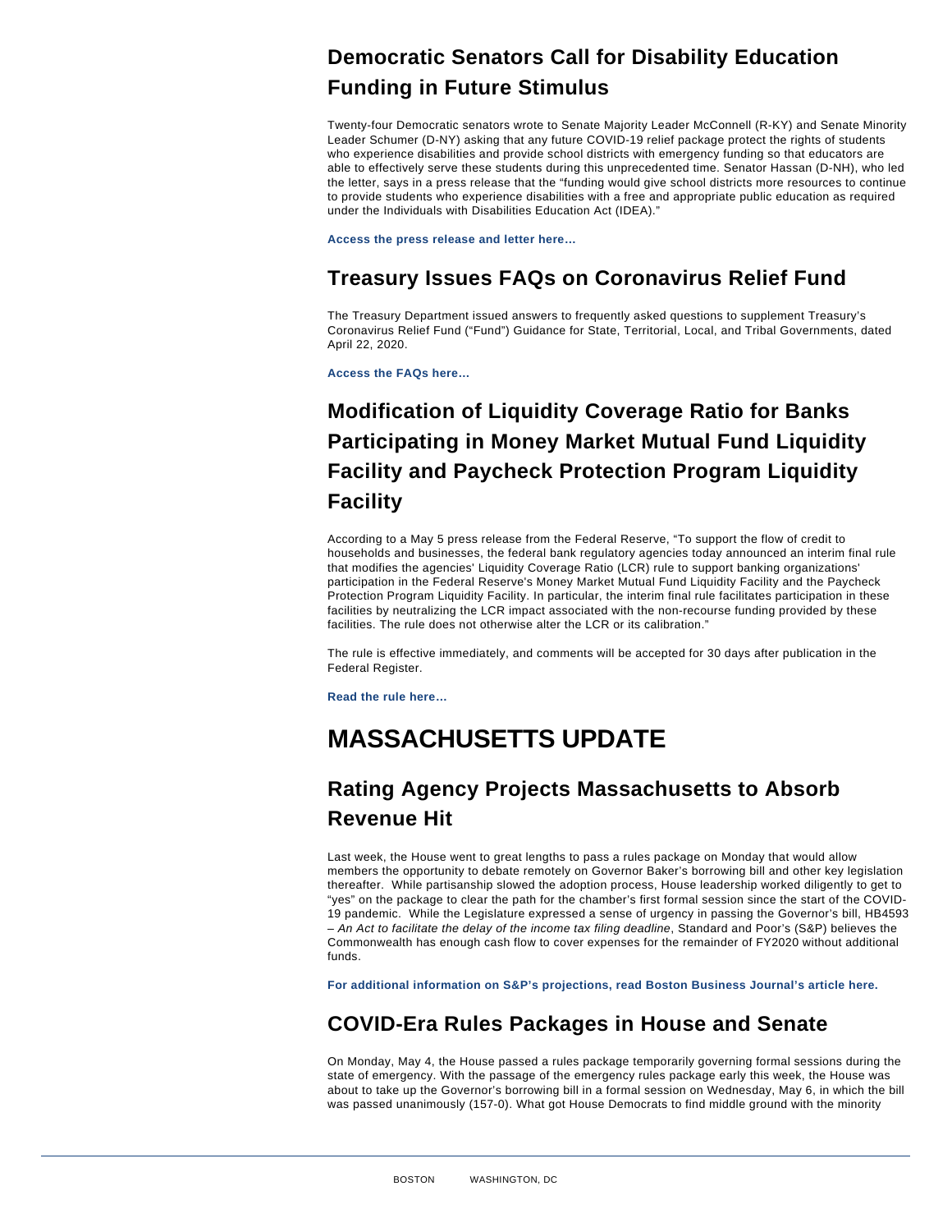## Democratic Senators Call for Disability Education Funding in Future Stimulus

Twenty-four Democratic senators wrote to Senate Majority Leader McConnell (R-KY) and Senate Minority Leader Schumer (D-NY) asking that any future COVID-19 relief package protect the rights of students who experience disabilities and provide school districts with emergency funding so that educators are able to effectively serve these students during this unprecedented time. Senator Hassan (D-NH), who led the letter, says in a press release that the "funding would give school districts more resources to continue to provide students who experience disabilities with a free and appropriate public education as required under the Individuals with Disabilities Education Act (IDEA)."

**Access the press release and letter here…**

## Treasury Issues FAQs on Coronavirus Relief Fund

The Treasury Department issued answers to frequently asked questions to supplement Treasury's Coronavirus Relief Fund ("Fund") Guidance for State, Territorial, Local, and Tribal Governments, dated April 22, 2020.

**Access the FAQs here…**

## Modification of Liquidity Coverage Ratio for Banks Participating in Money Market Mutual Fund Liquidity Facility and Paycheck Protection Program Liquidity Facility

According to a May 5 press release from the Federal Reserve, "To support the flow of credit to households and businesses, the federal bank regulatory agencies today announced an interim final rule that modifies the agencies' Liquidity Coverage Ratio (LCR) rule to support banking organizations' participation in the Federal Reserve's Money Market Mutual Fund Liquidity Facility and the Paycheck Protection Program Liquidity Facility. In particular, the interim final rule facilitates participation in these facilities by neutralizing the LCR impact associated with the non-recourse funding provided by these facilities. The rule does not otherwise alter the LCR or its calibration."

The rule is effective immediately, and comments will be accepted for 30 days after publication in the Federal Register.

**Read the rule here…**

# MASSACHUSETTS UPDATE

## Rating Agency Projects Massachusetts to Absorb Revenue Hit

Last week, the House went to great lengths to pass a rules package on Monday that would allow members the opportunity to debate remotely on Governor Baker's borrowing bill and other key legislation thereafter. While partisanship slowed the adoption process, House leadership worked diligently to get to "yes" on the package to clear the path for the chamber's first formal session since the start of the COVID-19 pandemic. While the Legislature expressed a sense of urgency in passing the Governor's bill, HB4593 – *An Act to facilitate the delay of the income tax filing deadline*, Standard and Poor's (S&P) believes the Commonwealth has enough cash flow to cover expenses for the remainder of FY2020 without additional funds.

**For additional information on S&P's projections, read Boston Business Journal's article here.**

## COVID-Era Rules Packages in House and Senate

On Monday, May 4, the House passed a rules package temporarily governing formal sessions during the state of emergency. With the passage of the emergency rules package early this week, the House was about to take up the Governor's borrowing bill in a formal session on Wednesday, May 6, in which the bill was passed unanimously (157-0). What got House Democrats to find middle ground with the minority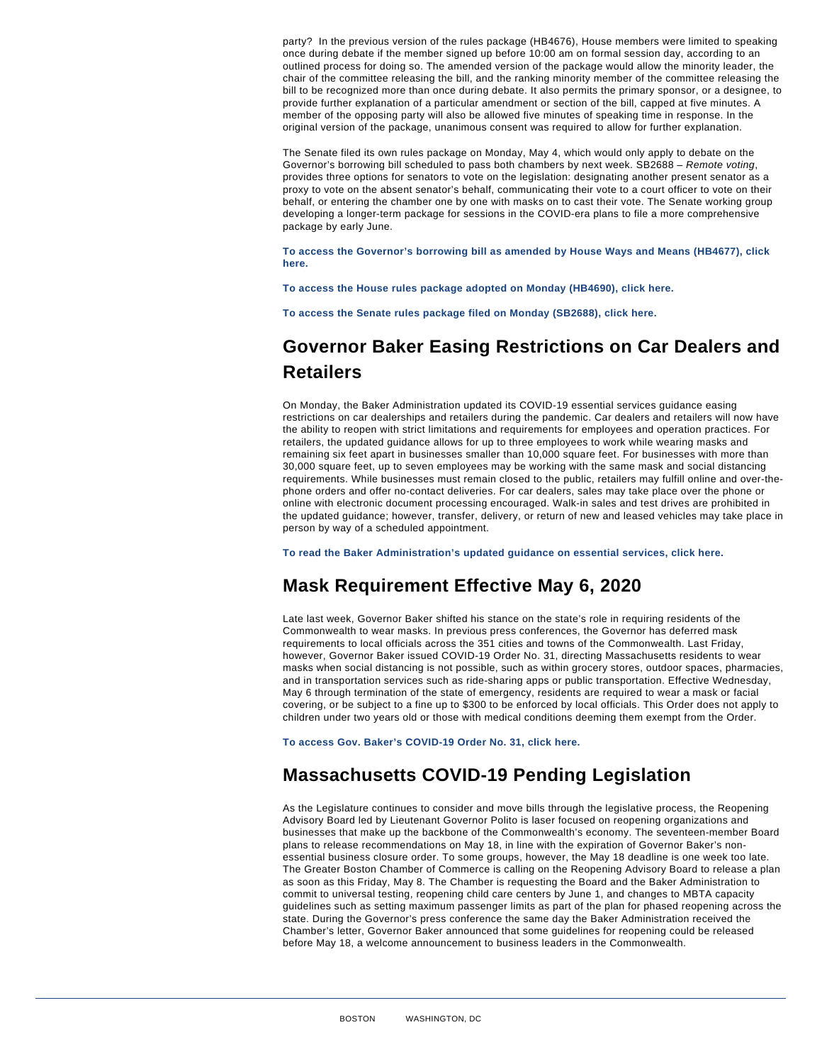party? In the previous version of the rules package (HB4676), House members were limited to speaking once during debate if the member signed up before 10:00 am on formal session day, according to an outlined process for doing so. The amended version of the package would allow the minority leader, the chair of the committee releasing the bill, and the ranking minority member of the committee releasing the bill to be recognized more than once during debate. It also permits the primary sponsor, or a designee, to provide further explanation of a particular amendment or section of the bill, capped at five minutes. A member of the opposing party will also be allowed five minutes of speaking time in response. In the original version of the package, unanimous consent was required to allow for further explanation.

The Senate filed its own rules package on Monday, May 4, which would only apply to debate on the Governor's borrowing bill scheduled to pass both chambers by next week. SB2688 – *Remote voting*, provides three options for senators to vote on the legislation: designating another present senator as a proxy to vote on the absent senator's behalf, communicating their vote to a court officer to vote on their behalf, or entering the chamber one by one with masks on to cast their vote. The Senate working group developing a longer-term package for sessions in the COVID-era plans to file a more comprehensive package by early June.

**To access the Governor's borrowing bill as amended by House Ways and Means (HB4677), click here.**

**To access the House rules package adopted on Monday (HB4690), click here.**

**To access the Senate rules package filed on Monday (SB2688), click here.**

## Governor Baker Easing Restrictions on Car Dealers and Retailers

On Monday, the Baker Administration updated its COVID-19 essential services guidance easing restrictions on car dealerships and retailers during the pandemic. Car dealers and retailers will now have the ability to reopen with strict limitations and requirements for employees and operation practices. For retailers, the updated guidance allows for up to three employees to work while wearing masks and remaining six feet apart in businesses smaller than 10,000 square feet. For businesses with more than 30,000 square feet, up to seven employees may be working with the same mask and social distancing requirements. While businesses must remain closed to the public, retailers may fulfill online and over-the-phone orders and offer no-contact deliveries. For car dealers, sales may take place over the phone or online with electronic document processing encouraged. Walk-in sales and test drives are prohibited in the updated guidance; however, transfer, delivery, or return of new and leased vehicles may take place in person by way of a scheduled appointment.

**To read the Baker Administration's updated guidance on essential services, click here.**

## Mask Requirement Effective May 6, 2020

Late last week, Governor Baker shifted his stance on the state's role in requiring residents of the Commonwealth to wear masks. In previous press conferences, the Governor has deferred mask requirements to local officials across the 351 cities and towns of the Commonwealth. Last Friday, however, Governor Baker issued COVID-19 Order No. 31, directing Massachusetts residents to wear masks when social distancing is not possible, such as within grocery stores, outdoor spaces, pharmacies, and in transportation services such as ride-sharing apps or public transportation. Effective Wednesday, May 6 through termination of the state of emergency, residents are required to wear a mask or facial covering, or be subject to a fine up to $300 to be enforced by local officials. This Order does not apply to children under two years old or those with medical conditions deeming them exempt from the Order.

**To access Gov. Baker's COVID-19 Order No. 31, click here.**

## Massachusetts COVID-19 Pending Legislation

As the Legislature continues to consider and move bills through the legislative process, the Reopening Advisory Board led by Lieutenant Governor Polito is laser focused on reopening organizations and businesses that make up the backbone of the Commonwealth's economy. The seventeen-member Board plans to release recommendations on May 18, in line with the expiration of Governor Baker's non-essential business closure order. To some groups, however, the May 18 deadline is one week too late. The Greater Boston Chamber of Commerce is calling on the Reopening Advisory Board to release a plan as soon as this Friday, May 8. The Chamber is requesting the Board and the Baker Administration to commit to universal testing, reopening child care centers by June 1, and changes to MBTA capacity guidelines such as setting maximum passenger limits as part of the plan for phased reopening across the state. During the Governor's press conference the same day the Baker Administration received the Chamber's letter, Governor Baker announced that some guidelines for reopening could be released before May 18, a welcome announcement to business leaders in the Commonwealth.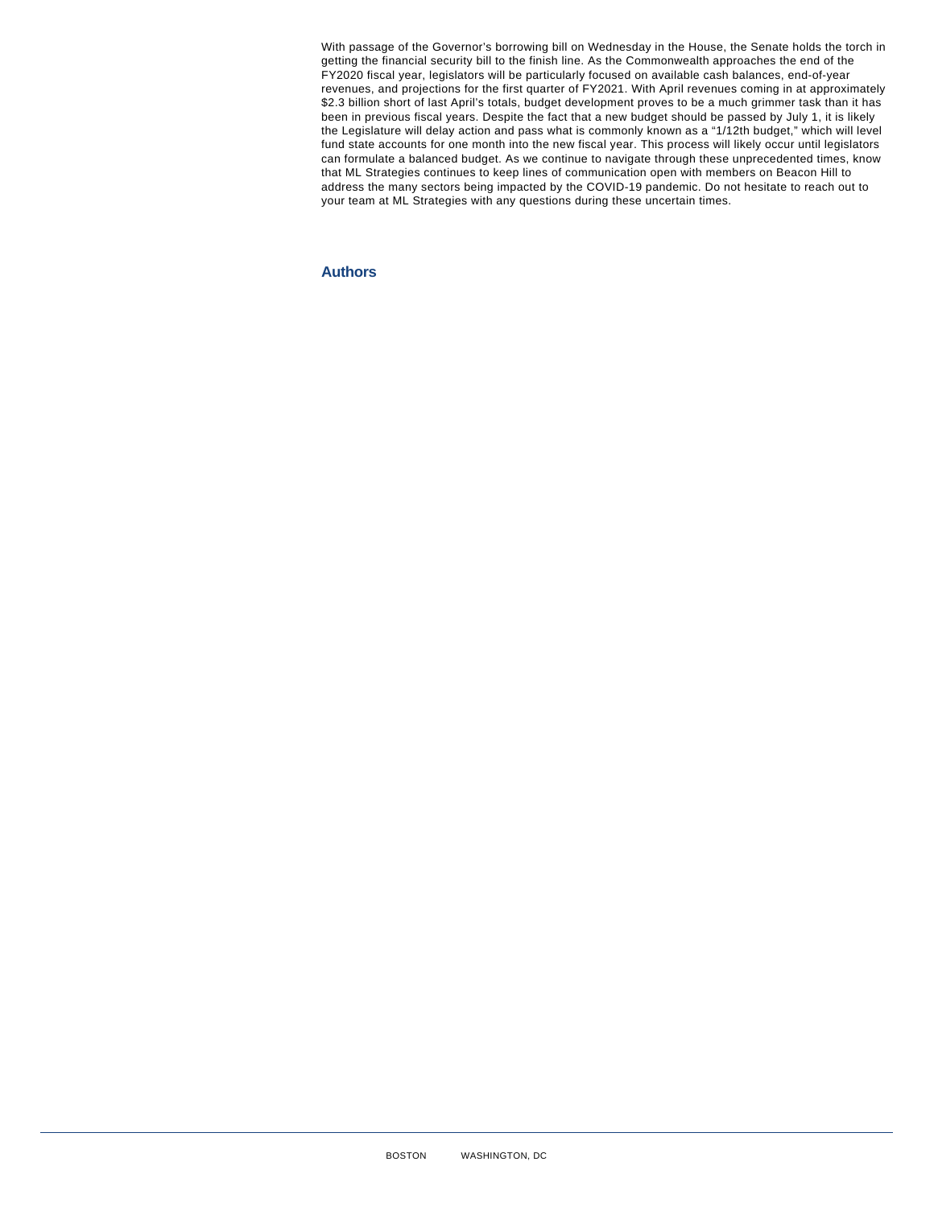With passage of the Governor's borrowing bill on Wednesday in the House, the Senate holds the torch in getting the financial security bill to the finish line. As the Commonwealth approaches the end of the FY2020 fiscal year, legislators will be particularly focused on available cash balances, end-of-year revenues, and projections for the first quarter of FY2021. With April revenues coming in at approximately $2.3 billion short of last April's totals, budget development proves to be a much grimmer task than it has been in previous fiscal years. Despite the fact that a new budget should be passed by July 1, it is likely the Legislature will delay action and pass what is commonly known as a "1/12th budget," which will level fund state accounts for one month into the new fiscal year. This process will likely occur until legislators can formulate a balanced budget. As we continue to navigate through these unprecedented times, know that ML Strategies continues to keep lines of communication open with members on Beacon Hill to address the many sectors being impacted by the COVID-19 pandemic. Do not hesitate to reach out to your team at ML Strategies with any questions during these uncertain times.

## Authors